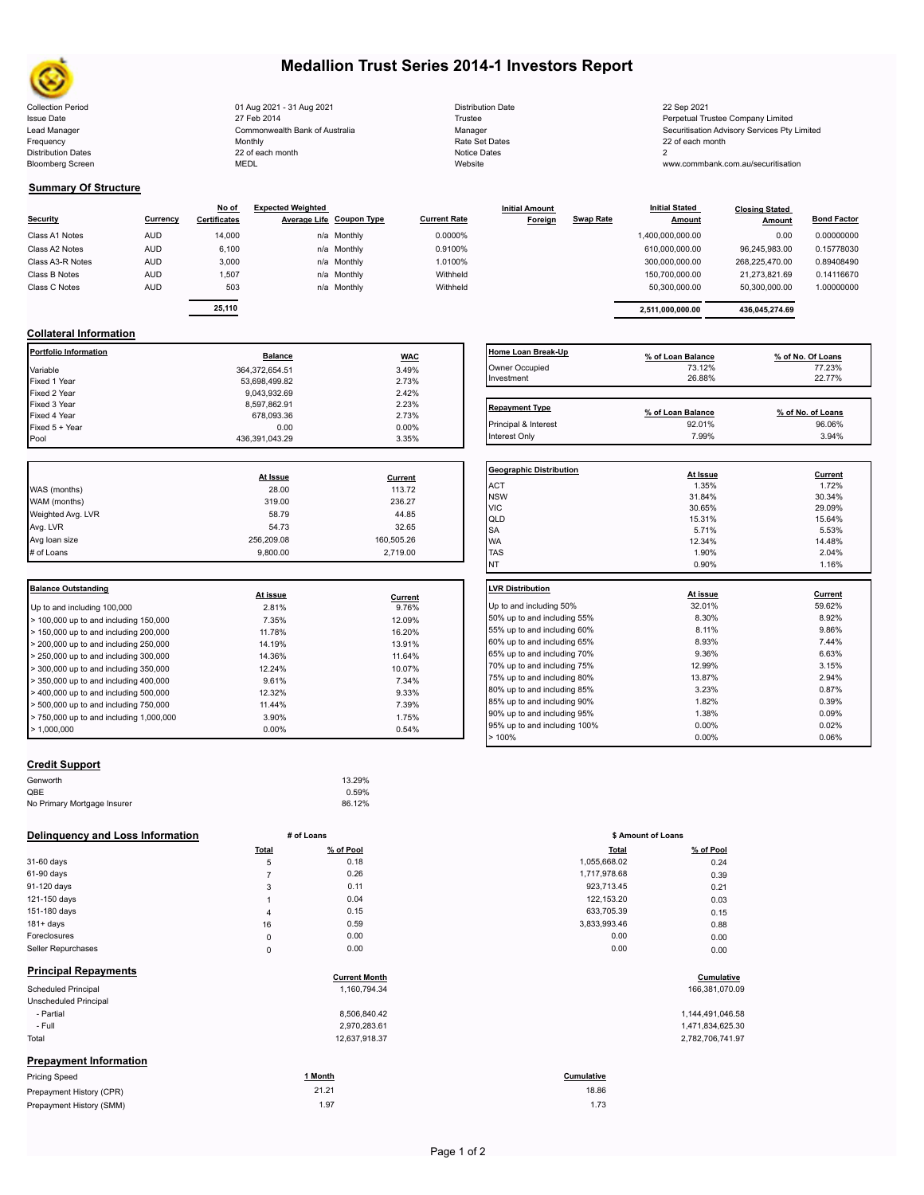# Medallion Trust Series 2014-1 Investors Report

| | | | |
|---|---|---|---|
| Collection Period | 01 Aug 2021 - 31 Aug 2021 | Distribution Date | 22 Sep 2021 |
| Issue Date | 27 Feb 2014 | Trustee | Perpetual Trustee Company Limited |
| Lead Manager | Commonwealth Bank of Australia | Manager | Securitisation Advisory Services Pty Limited |
| Frequency | Monthly | Rate Set Dates | 22 of each month |
| Distribution Dates | 22 of each month | Notice Dates | 2 |
| Bloomberg Screen | MEDL | Website | www.commbank.com.au/securitisation |

## Summary Of Structure

| Security | Currency | No of Certificates | Expected Weighted Average Life | Coupon Type | Current Rate | Initial Amount Foreign | Swap Rate | Initial Stated Amount | Closing Stated Amount | Bond Factor |
|---|---|---|---|---|---|---|---|---|---|---|
| Class A1 Notes | AUD | 14,000 | n/a | Monthly | 0.0000% | | | 1,400,000,000.00 | 0.00 | 0.00000000 |
| Class A2 Notes | AUD | 6,100 | n/a | Monthly | 0.9100% | | | 610,000,000.00 | 96,245,983.00 | 0.15778030 |
| Class A3-R Notes | AUD | 3,000 | n/a | Monthly | 1.0100% | | | 300,000,000.00 | 268,225,470.00 | 0.89408490 |
| Class B Notes | AUD | 1,507 | n/a | Monthly | Withheld | | | 150,700,000.00 | 21,273,821.69 | 0.14116670 |
| Class C Notes | AUD | 503 | n/a | Monthly | Withheld | | | 50,300,000.00 | 50,300,000.00 | 1.00000000 |
| | | 25,110 | | | | | | 2,511,000,000.00 | 436,045,274.69 | |

## Collateral Information

| Portfolio Information | Balance | WAC |
|---|---|---|
| Variable | 364,372,654.51 | 3.49% |
| Fixed 1 Year | 53,698,499.82 | 2.73% |
| Fixed 2 Year | 9,043,932.69 | 2.42% |
| Fixed 3 Year | 8,597,862.91 | 2.23% |
| Fixed 4 Year | 678,093.36 | 2.73% |
| Fixed 5 + Year | 0.00 | 0.00% |
| Pool | 436,391,043.29 | 3.35% |

| Home Loan Break-Up | % of Loan Balance | % of No. Of Loans |
|---|---|---|
| Owner Occupied | 73.12% | 77.23% |
| Investment | 26.88% | 22.77% |

| Repayment Type | % of Loan Balance | % of No. of Loans |
|---|---|---|
| Principal & Interest | 92.01% | 96.06% |
| Interest Only | 7.99% | 3.94% |

| | At Issue | Current |
|---|---|---|
| WAS (months) | 28.00 | 113.72 |
| WAM (months) | 319.00 | 236.27 |
| Weighted Avg. LVR | 58.79 | 44.85 |
| Avg. LVR | 54.73 | 32.65 |
| Avg loan size | 256,209.08 | 160,505.26 |
| # of Loans | 9,800.00 | 2,719.00 |

| Geographic Distribution | At Issue | Current |
|---|---|---|
| ACT | 1.35% | 1.72% |
| NSW | 31.84% | 30.34% |
| VIC | 30.65% | 29.09% |
| QLD | 15.31% | 15.64% |
| SA | 5.71% | 5.53% |
| WA | 12.34% | 14.48% |
| TAS | 1.90% | 2.04% |
| NT | 0.90% | 1.16% |

| Balance Outstanding | At issue | Current |
|---|---|---|
| Up to and including 100,000 | 2.81% | 9.76% |
| > 100,000 up to and including 150,000 | 7.35% | 12.09% |
| > 150,000 up to and including 200,000 | 11.78% | 16.20% |
| > 200,000 up to and including 250,000 | 14.19% | 13.91% |
| > 250,000 up to and including 300,000 | 14.36% | 11.64% |
| > 300,000 up to and including 350,000 | 12.24% | 10.07% |
| > 350,000 up to and including 400,000 | 9.61% | 7.34% |
| > 400,000 up to and including 500,000 | 12.32% | 9.33% |
| > 500,000 up to and including 750,000 | 11.44% | 7.39% |
| > 750,000 up to and including 1,000,000 | 3.90% | 1.75% |
| > 1,000,000 | 0.00% | 0.54% |

| LVR Distribution | At issue | Current |
|---|---|---|
| Up to and including 50% | 32.01% | 59.62% |
| 50% up to and including 55% | 8.30% | 8.92% |
| 55% up to and including 60% | 8.11% | 9.86% |
| 60% up to and including 65% | 8.93% | 7.44% |
| 65% up to and including 70% | 9.36% | 6.63% |
| 70% up to and including 75% | 12.99% | 3.15% |
| 75% up to and including 80% | 13.87% | 2.94% |
| 80% up to and including 85% | 3.23% | 0.87% |
| 85% up to and including 90% | 1.82% | 0.39% |
| 90% up to and including 95% | 1.38% | 0.09% |
| 95% up to and including 100% | 0.00% | 0.02% |
| > 100% | 0.00% | 0.06% |

## Credit Support

| | |
|---|---|
| Genworth | 13.29% |
| QBE | 0.59% |
| No Primary Mortgage Insurer | 86.12% |

## Delinquency and Loss Information

| | # of Loans | | $ Amount of Loans | |
|---|---|---|---|---|
| | Total | % of Pool | Total | % of Pool |
| 31-60 days | 5 | 0.18 | 1,055,668.02 | 0.24 |
| 61-90 days | 7 | 0.26 | 1,717,978.68 | 0.39 |
| 91-120 days | 3 | 0.11 | 923,713.45 | 0.21 |
| 121-150 days | 1 | 0.04 | 122,153.20 | 0.03 |
| 151-180 days | 4 | 0.15 | 633,705.39 | 0.15 |
| 181+ days | 16 | 0.59 | 3,833,993.46 | 0.88 |
| Foreclosures | 0 | 0.00 | 0.00 | 0.00 |
| Seller Repurchases | 0 | 0.00 | 0.00 | 0.00 |

## Principal Repayments

| | Current Month | Cumulative |
|---|---|---|
| Scheduled Principal | 1,160,794.34 | 166,381,070.09 |
| Unscheduled Principal | | |
| - Partial | 8,506,840.42 | 1,144,491,046.58 |
| - Full | 2,970,283.61 | 1,471,834,625.30 |
| Total | 12,637,918.37 | 2,782,706,741.97 |

## Prepayment Information

| Pricing Speed | 1 Month | Cumulative |
|---|---|---|
| Prepayment History (CPR) | 21.21 | 18.86 |
| Prepayment History (SMM) | 1.97 | 1.73 |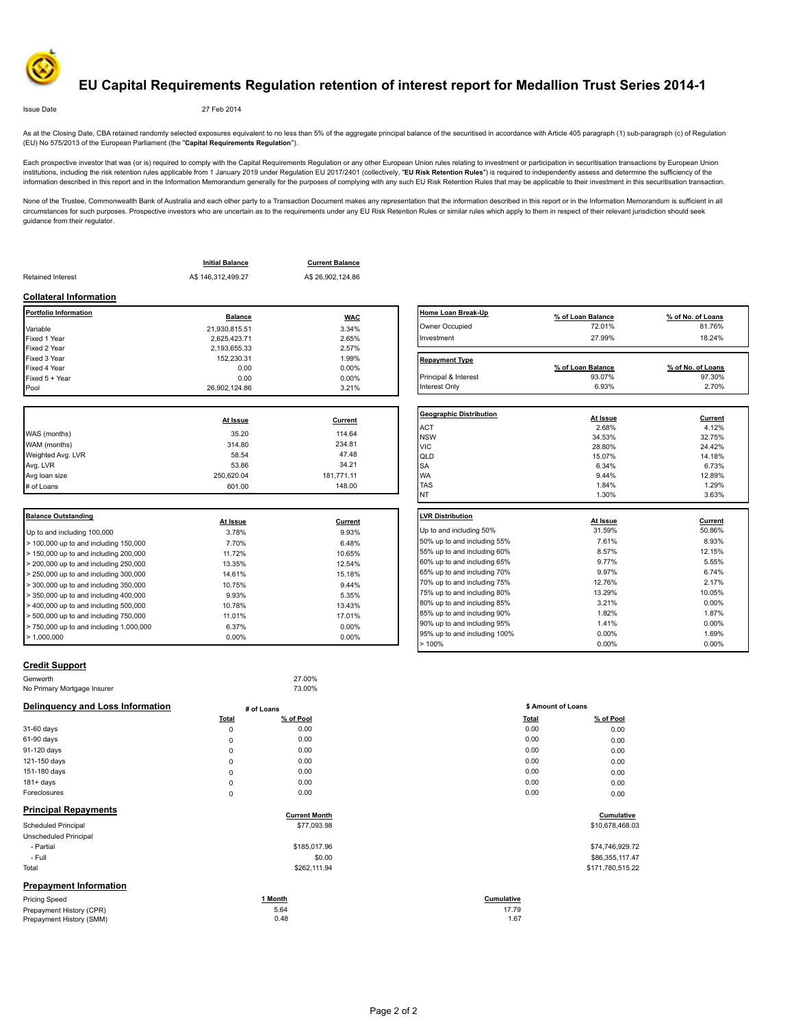# EU Capital Requirements Regulation retention of interest report for Medallion Trust Series 2014-1

Issue Date 27 Feb 2014

As at the Closing Date, CBA retained randomly selected exposures equivalent to no less than 5% of the aggregate principal balance of the securitised in accordance with Article 405 paragraph (1) sub-paragraph (c) of Regulation (EU) No 575/2013 of the European Parliament (the "**Capital Requirements Regulation**").

Each prospective investor that was (or is) required to comply with the Capital Requirements Regulation or any other European Union rules relating to investment or participation in securitisation transactions by European Union institutions, including the risk retention rules applicable from 1 January 2019 under Regulation EU 2017/2401 (collectively, "**EU Risk Retention Rules**") is required to independently assess and determine the sufficiency of the information described in this report and in the Information Memorandum generally for the purposes of complying with any such EU Risk Retention Rules that may be applicable to their investment in this securitisation transaction.

None of the Trustee, Commonwealth Bank of Australia and each other party to a Transaction Document makes any representation that the information described in this report or in the Information Memorandum is sufficient in all circumstances for such purposes. Prospective investors who are uncertain as to the requirements under any EU Risk Retention Rules or similar rules which apply to them in respect of their relevant jurisdiction should seek guidance from their regulator.

| | Initial Balance | Current Balance |
|---|---|---|
| Retained Interest | A$ 146,312,499.27 | A$ 26,902,124.86 |

## Collateral Information

| Portfolio Information | Balance | WAC |
|---|---|---|
| Variable | 21,930,815.51 | 3.34% |
| Fixed 1 Year | 2,625,423.71 | 2.65% |
| Fixed 2 Year | 2,193,655.33 | 2.57% |
| Fixed 3 Year | 152,230.31 | 1.99% |
| Fixed 4 Year | 0.00 | 0.00% |
| Fixed 5 + Year | 0.00 | 0.00% |
| Pool | 26,902,124.86 | 3.21% |

| Home Loan Break-Up | % of Loan Balance | % of No. of Loans |
|---|---|---|
| Owner Occupied | 72.01% | 81.76% |
| Investment | 27.99% | 18.24% |

| Repayment Type | % of Loan Balance | % of No. of Loans |
|---|---|---|
| Principal & Interest | 93.07% | 97.30% |
| Interest Only | 6.93% | 2.70% |

| | At Issue | Current |
|---|---|---|
| WAS (months) | 35.20 | 114.64 |
| WAM (months) | 314.80 | 234.81 |
| Weighted Avg. LVR | 58.54 | 47.48 |
| Avg. LVR | 53.86 | 34.21 |
| Avg loan size | 250,620.04 | 181,771.11 |
| # of Loans | 601.00 | 148.00 |

| Geographic Distribution | At Issue | Current |
|---|---|---|
| ACT | 2.68% | 4.12% |
| NSW | 34.53% | 32.75% |
| VIC | 28.80% | 24.42% |
| QLD | 15.07% | 14.18% |
| SA | 6.34% | 6.73% |
| WA | 9.44% | 12.89% |
| TAS | 1.84% | 1.29% |
| NT | 1.30% | 3.63% |

| Balance Outstanding | At Issue | Current |
|---|---|---|
| Up to and including 100,000 | 3.78% | 9.93% |
| > 100,000 up to and including 150,000 | 7.70% | 6.48% |
| > 150,000 up to and including 200,000 | 11.72% | 10.65% |
| > 200,000 up to and including 250,000 | 13.35% | 12.54% |
| > 250,000 up to and including 300,000 | 14.61% | 15.18% |
| > 300,000 up to and including 350,000 | 10.75% | 9.44% |
| > 350,000 up to and including 400,000 | 9.93% | 5.35% |
| > 400,000 up to and including 500,000 | 10.78% | 13.43% |
| > 500,000 up to and including 750,000 | 11.01% | 17.01% |
| > 750,000 up to and including 1,000,000 | 6.37% | 0.00% |
| > 1,000,000 | 0.00% | 0.00% |

| LVR Distribution | At Issue | Current |
|---|---|---|
| Up to and including 50% | 31.59% | 50.86% |
| 50% up to and including 55% | 7.61% | 8.93% |
| 55% up to and including 60% | 8.57% | 12.15% |
| 60% up to and including 65% | 9.77% | 5.55% |
| 65% up to and including 70% | 9.97% | 6.74% |
| 70% up to and including 75% | 12.76% | 2.17% |
| 75% up to and including 80% | 13.29% | 10.05% |
| 80% up to and including 85% | 3.21% | 0.00% |
| 85% up to and including 90% | 1.82% | 1.87% |
| 90% up to and including 95% | 1.41% | 0.00% |
| 95% up to and including 100% | 0.00% | 1.69% |
| > 100% | 0.00% | 0.00% |

## Credit Support

| | |
|---|---|
| Genworth | 27.00% |
| No Primary Mortgage Insurer | 73.00% |

## Delinquency and Loss Information

| | # of Loans | | \$ Amount of Loans | |
|---|---|---|---|---|
| | Total | % of Pool | Total | % of Pool |
| 31-60 days | 0 | 0.00 | 0.00 | 0.00 |
| 61-90 days | 0 | 0.00 | 0.00 | 0.00 |
| 91-120 days | 0 | 0.00 | 0.00 | 0.00 |
| 121-150 days | 0 | 0.00 | 0.00 | 0.00 |
| 151-180 days | 0 | 0.00 | 0.00 | 0.00 |
| 181+ days | 0 | 0.00 | 0.00 | 0.00 |
| Foreclosures | 0 | 0.00 | 0.00 | 0.00 |

## Principal Repayments

| | Current Month | Cumulative |
|---|---|---|
| Scheduled Principal | $77,093.98 | $10,678,468.03 |
| Unscheduled Principal | | |
| - Partial | $185,017.96 | $74,746,929.72 |
| - Full | $0.00 | $86,355,117.47 |
| Total | $262,111.94 | $171,780,515.22 |

## Prepayment Information

| Pricing Speed | 1 Month | Cumulative |
|---|---|---|
| Prepayment History (CPR) | 5.64 | 17.79 |
| Prepayment History (SMM) | 0.48 | 1.67 |